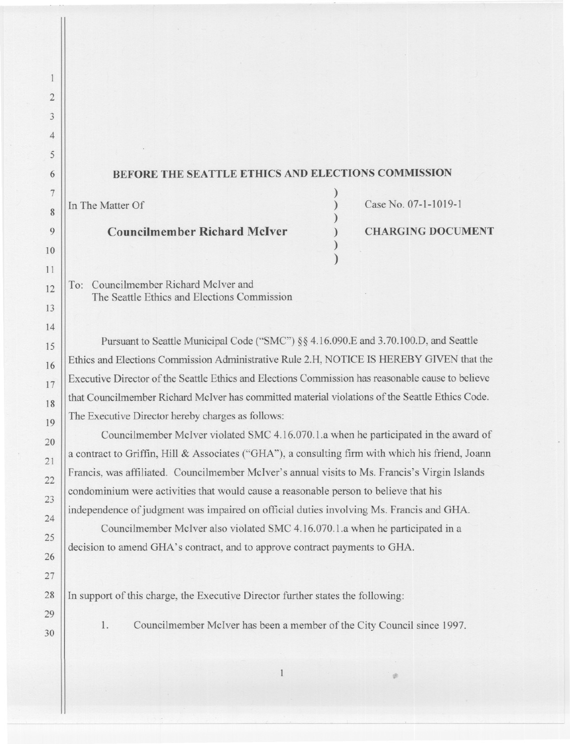# BEFORE THE SEATTLE ETHICS AND ELECTIONS COMMISSION

In The Matter Of

**Councilmember Richard McIver**

Case No. 07-1-1019-1

**CHARGING DOCUMENT**

To: Councilmember Richard McIver and
The Seattle Ethics and Elections Commission

Pursuant to Seattle Municipal Code ("SMC") §§ 4.16.090.E and 3.70.100.D, and Seattle Ethics and Elections Commission Administrative Rule 2.H, NOTICE IS HEREBY GIVEN that the Executive Director of the Seattle Ethics and Elections Commission has reasonable cause to believe that Councilmember Richard McIver has committed material violations of the Seattle Ethics Code. The Executive Director hereby charges as follows:

Councilmember McIver violated SMC 4.16.070.1.a when he participated in the award of a contract to Griffin, Hill & Associates ("GHA"), a consulting firm with which his friend, Joann Francis, was affiliated. Councilmember McIver's annual visits to Ms. Francis's Virgin Islands condominium were activities that would cause a reasonable person to believe that his independence of judgment was impaired on official duties involving Ms. Francis and GHA.

Councilmember McIver also violated SMC 4.16.070.1.a when he participated in a decision to amend GHA's contract, and to approve contract payments to GHA.

In support of this charge, the Executive Director further states the following:

1. Councilmember McIver has been a member of the City Council since 1997.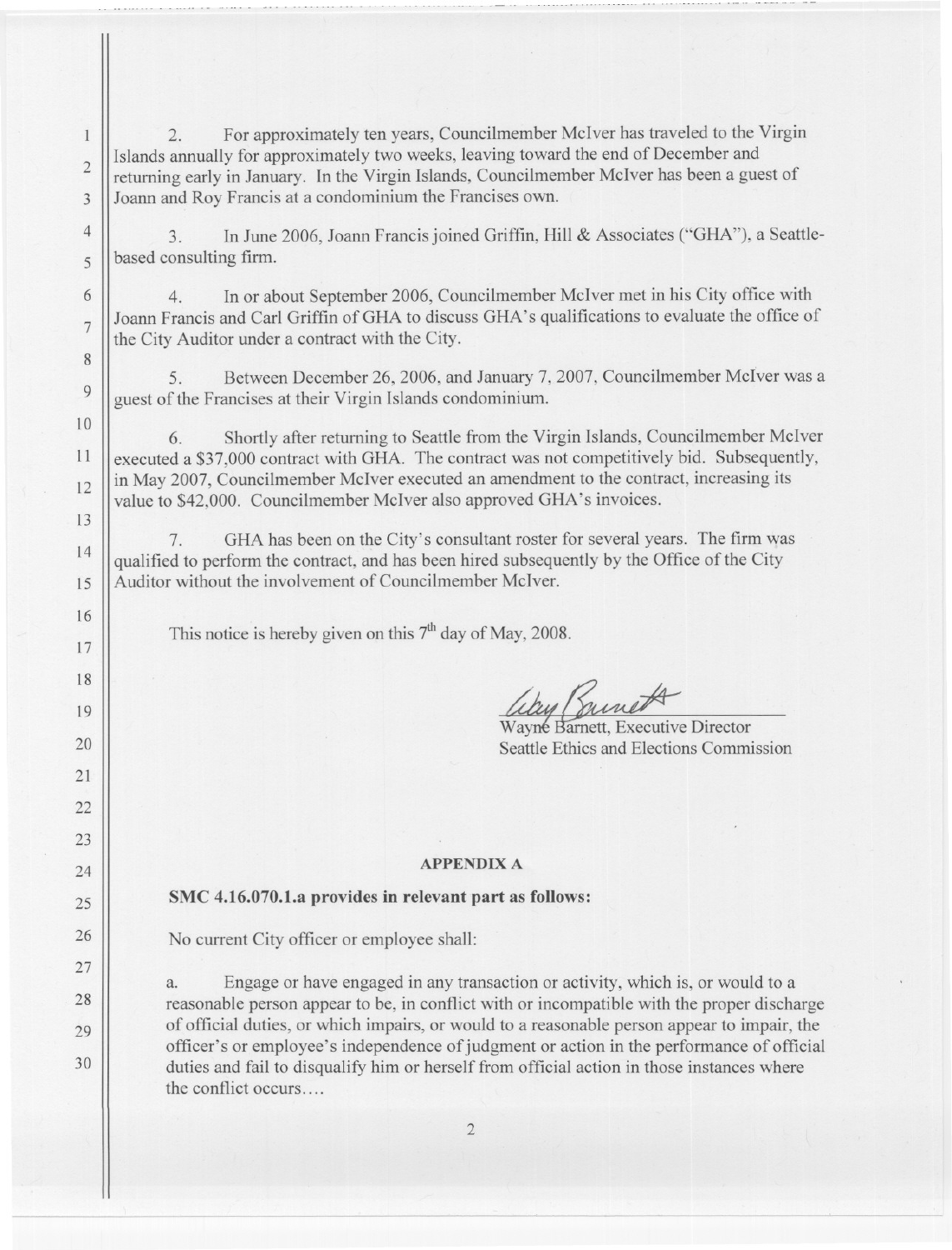2. For approximately ten years, Councilmember McIver has traveled to the Virgin Islands annually for approximately two weeks, leaving toward the end of December and returning early in January. In the Virgin Islands, Councilmember McIver has been a guest of Joann and Roy Francis at a condominium the Francises own.

3. In June 2006, Joann Francis joined Griffin, Hill & Associates ("GHA"), a Seattle-based consulting firm.

4. In or about September 2006, Councilmember McIver met in his City office with Joann Francis and Carl Griffin of GHA to discuss GHA's qualifications to evaluate the office of the City Auditor under a contract with the City.

5. Between December 26, 2006, and January 7, 2007, Councilmember McIver was a guest of the Francises at their Virgin Islands condominium.

6. Shortly after returning to Seattle from the Virgin Islands, Councilmember McIver executed a $37,000 contract with GHA. The contract was not competitively bid. Subsequently, in May 2007, Councilmember McIver executed an amendment to the contract, increasing its value to $42,000. Councilmember McIver also approved GHA's invoices.

7. GHA has been on the City's consultant roster for several years. The firm was qualified to perform the contract, and has been hired subsequently by the Office of the City Auditor without the involvement of Councilmember McIver.

This notice is hereby given on this 7th day of May, 2008.

Wayne Barnett, Executive Director
Seattle Ethics and Elections Commission

## APPENDIX A

**SMC 4.16.070.1.a provides in relevant part as follows:**

No current City officer or employee shall:

a. Engage or have engaged in any transaction or activity, which is, or would to a reasonable person appear to be, in conflict with or incompatible with the proper discharge of official duties, or which impairs, or would to a reasonable person appear to impair, the officer's or employee's independence of judgment or action in the performance of official duties and fail to disqualify him or herself from official action in those instances where the conflict occurs....